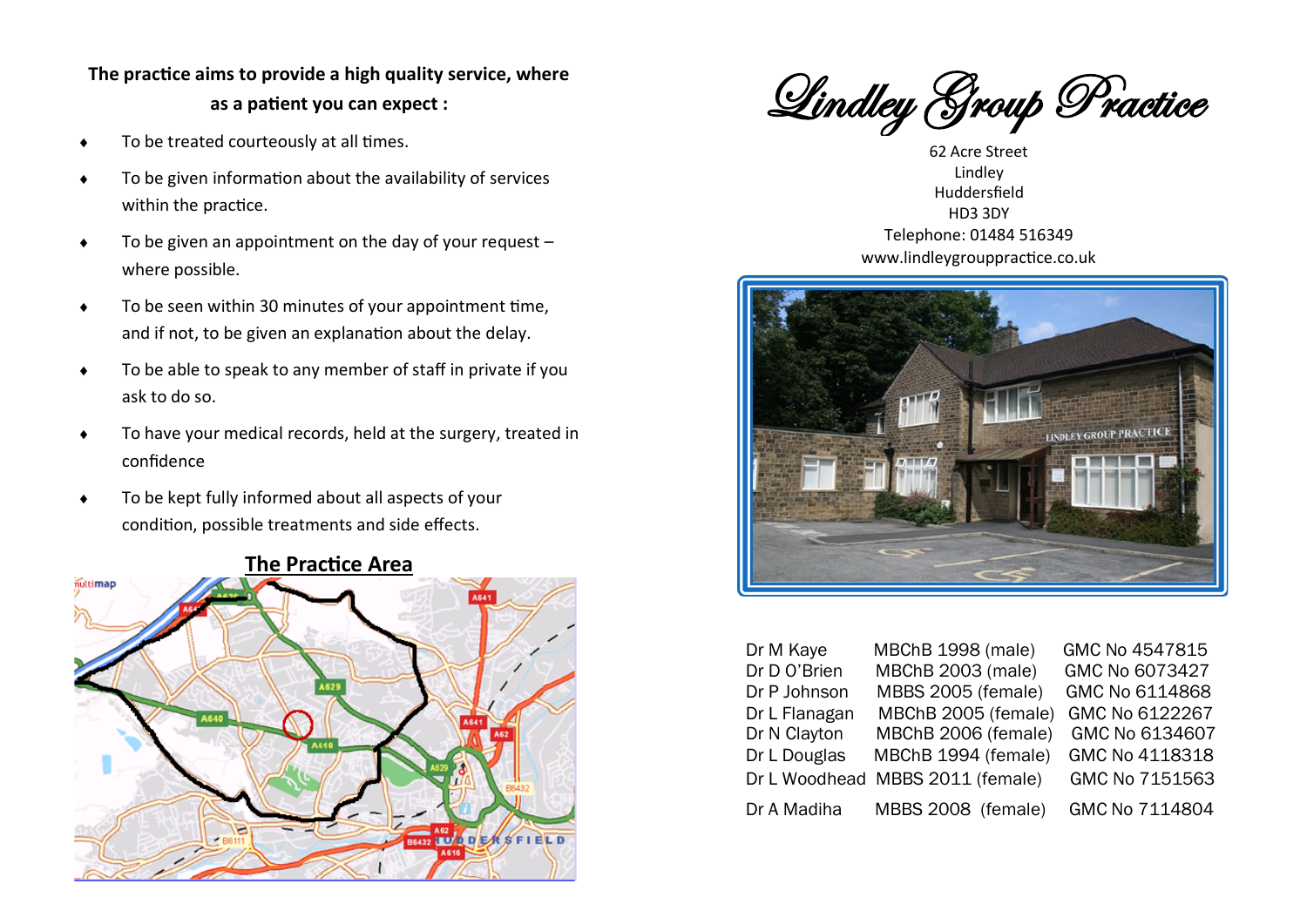**The practice aims to provide a high quality service, where as a patient you can expect :**

- To be treated courteously at all times.
- To be given information about the availability of services within the practice.
- To be given an appointment on the day of your request – where possible.
- To be seen within 30 minutes of your appointment time, and if not, to be given an explanation about the delay.
- To be able to speak to any member of staff in private if you ask to do so.
- To have your medical records, held at the surgery, treated in confidence
- To be kept fully informed about all aspects of your condition, possible treatments and side effects.

## The Practice Area

# Lindley Group Practice

62 Acre Street
Lindley
Huddersfield
HD3 3DY
Telephone: 01484 516349
www.lindleygrouppractice.co.uk

| | | |
|---|---|---|
| Dr M Kaye | MBChB 1998 (male) | GMC No 4547815 |
| Dr D O'Brien | MBChB 2003 (male) | GMC No 6073427 |
| Dr P Johnson | MBBS 2005 (female) | GMC No 6114868 |
| Dr L Flanagan | MBChB 2005 (female) | GMC No 6122267 |
| Dr N Clayton | MBChB 2006 (female) | GMC No 6134607 |
| Dr L Douglas | MBChB 1994 (female) | GMC No 4118318 |
| Dr L Woodhead | MBBS 2011 (female) | GMC No 7151563 |
| Dr A Madiha | MBBS 2008 (female) | GMC No 7114804 |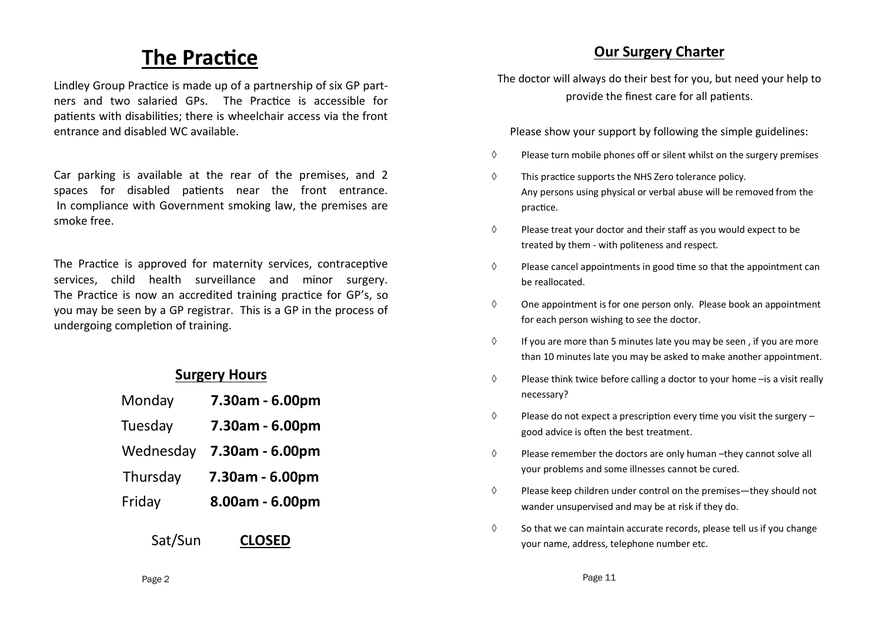# The Practice

Lindley Group Practice is made up of a partnership of six GP partners and two salaried GPs. The Practice is accessible for patients with disabilities; there is wheelchair access via the front entrance and disabled WC available.

Car parking is available at the rear of the premises, and 2 spaces for disabled patients near the front entrance. In compliance with Government smoking law, the premises are smoke free.

The Practice is approved for maternity services, contraceptive services, child health surveillance and minor surgery. The Practice is now an accredited training practice for GP's, so you may be seen by a GP registrar. This is a GP in the process of undergoing completion of training.

## Surgery Hours

| | |
|---|---|
| Monday | **7.30am - 6.00pm** |
| Tuesday | **7.30am - 6.00pm** |
| Wednesday | **7.30am - 6.00pm** |
| Thursday | **7.30am - 6.00pm** |
| Friday | **8.00am - 6.00pm** |
| Sat/Sun | **CLOSED** |

## Our Surgery Charter

The doctor will always do their best for you, but need your help to provide the finest care for all patients.

Please show your support by following the simple guidelines:

- Please turn mobile phones off or silent whilst on the surgery premises
- This practice supports the NHS Zero tolerance policy. Any persons using physical or verbal abuse will be removed from the practice.
- Please treat your doctor and their staff as you would expect to be treated by them - with politeness and respect.
- Please cancel appointments in good time so that the appointment can be reallocated.
- One appointment is for one person only. Please book an appointment for each person wishing to see the doctor.
- If you are more than 5 minutes late you may be seen , if you are more than 10 minutes late you may be asked to make another appointment.
- Please think twice before calling a doctor to your home –is a visit really necessary?
- Please do not expect a prescription every time you visit the surgery – good advice is often the best treatment.
- Please remember the doctors are only human –they cannot solve all your problems and some illnesses cannot be cured.
- Please keep children under control on the premises—they should not wander unsupervised and may be at risk if they do.
- So that we can maintain accurate records, please tell us if you change your name, address, telephone number etc.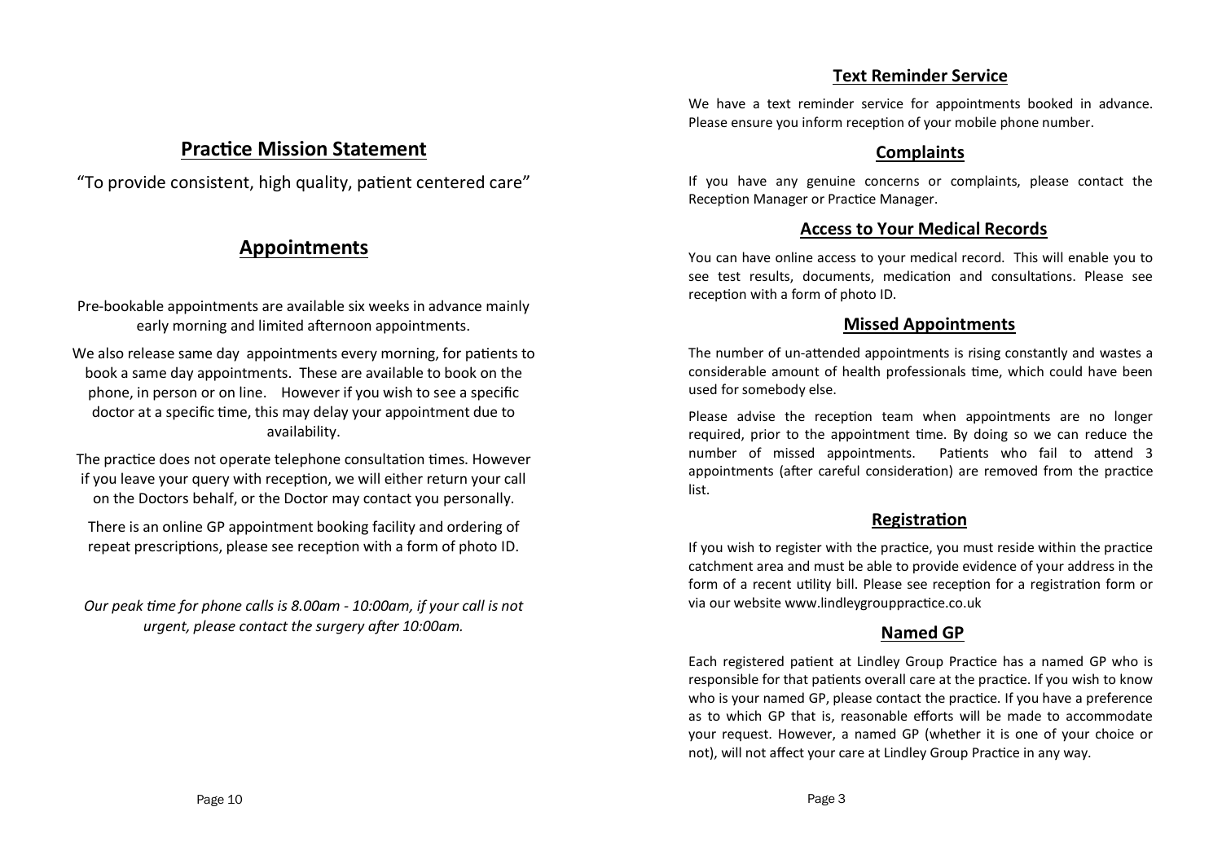## Practice Mission Statement

"To provide consistent, high quality, patient centered care"

## Appointments

Pre-bookable appointments are available six weeks in advance mainly early morning and limited afternoon appointments.

We also release same day appointments every morning, for patients to book a same day appointments. These are available to book on the phone, in person or on line. However if you wish to see a specific doctor at a specific time, this may delay your appointment due to availability.

The practice does not operate telephone consultation times. However if you leave your query with reception, we will either return your call on the Doctors behalf, or the Doctor may contact you personally.

There is an online GP appointment booking facility and ordering of repeat prescriptions, please see reception with a form of photo ID.

*Our peak time for phone calls is 8.00am - 10:00am, if your call is not urgent, please contact the surgery after 10:00am.*

## Text Reminder Service

We have a text reminder service for appointments booked in advance. Please ensure you inform reception of your mobile phone number.

## Complaints

If you have any genuine concerns or complaints, please contact the Reception Manager or Practice Manager.

## Access to Your Medical Records

You can have online access to your medical record. This will enable you to see test results, documents, medication and consultations. Please see reception with a form of photo ID.

## Missed Appointments

The number of un-attended appointments is rising constantly and wastes a considerable amount of health professionals time, which could have been used for somebody else.

Please advise the reception team when appointments are no longer required, prior to the appointment time. By doing so we can reduce the number of missed appointments. Patients who fail to attend 3 appointments (after careful consideration) are removed from the practice list.

## Registration

If you wish to register with the practice, you must reside within the practice catchment area and must be able to provide evidence of your address in the form of a recent utility bill. Please see reception for a registration form or via our website www.lindleygrouppractice.co.uk

## Named GP

Each registered patient at Lindley Group Practice has a named GP who is responsible for that patients overall care at the practice. If you wish to know who is your named GP, please contact the practice. If you have a preference as to which GP that is, reasonable efforts will be made to accommodate your request. However, a named GP (whether it is one of your choice or not), will not affect your care at Lindley Group Practice in any way.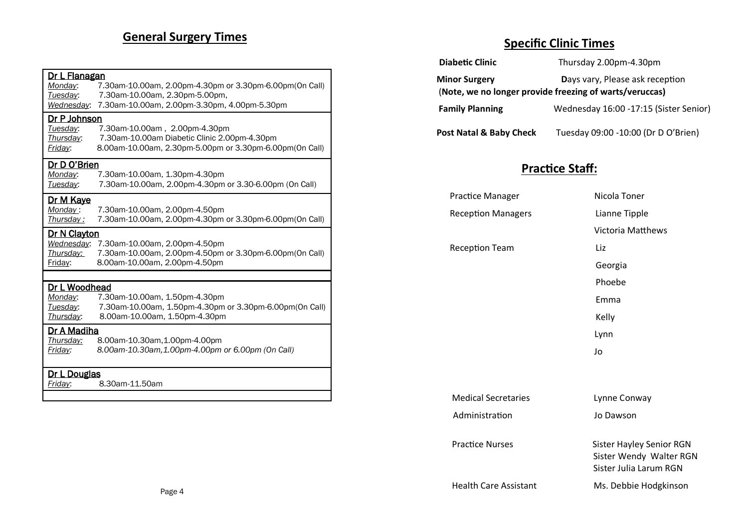## General Surgery Times

**Dr L Flanagan**
*Monday*: 7.30am-10.00am, 2.00pm-4.30pm or 3.30pm-6.00pm(On Call)
*Tuesday*: 7.30am-10.00am, 2.30pm-5.00pm,
*Wednesday*: 7.30am-10.00am, 2.00pm-3.30pm, 4.00pm-5.30pm

**Dr P Johnson**
*Tuesday*: 7.30am-10.00am , 2.00pm-4.30pm
*Thursday*: 7.30am-10.00am Diabetic Clinic 2.00pm-4.30pm
*Friday*: 8.00am-10.00am, 2.30pm-5.00pm or 3.30pm-6.00pm(On Call)

**Dr D O'Brien**
*Monday*: 7.30am-10.00am, 1.30pm-4.30pm
*Tuesday*: 7.30am-10.00am, 2.00pm-4.30pm or 3.30-6.00pm (On Call)

**Dr M Kaye**
*Monday* : 7.30am-10.00am, 2.00pm-4.50pm
*Thursday* : 7.30am-10.00am, 2.00pm-4.30pm or 3.30pm-6.00pm(On Call)

**Dr N Clayton**
*Wednesday*: 7.30am-10.00am, 2.00pm-4.50pm
*Thursday:* 7.30am-10.00am, 2.00pm-4.50pm or 3.30pm-6.00pm(On Call)
Friday: 8.00am-10.00am, 2.00pm-4.50pm

**Dr L Woodhead**
*Monday*: 7.30am-10.00am, 1.50pm-4.30pm
*Tuesday*: 7.30am-10.00am, 1.50pm-4.30pm or 3.30pm-6.00pm(On Call)
*Thursday*: 8.00am-10.00am, 1.50pm-4.30pm

**Dr A Madiha**
*Thursday:* 8.00am-10.30am,1.00pm-4.00pm
*Friday: 8.00am-10.30am,1.00pm-4.00pm or 6.00pm (On Call)*

**Dr L Douglas**
*Friday*: 8.30am-11.50am

## Specific Clinic Times

**Diabetic Clinic** Thursday 2.00pm-4.30pm

**Minor Surgery** **D**ays vary, Please ask reception
(**Note, we no longer provide freezing of warts/veruccas)**

**Family Planning** Wednesday 16:00 -17:15 (Sister Senior)

**Post Natal & Baby Check** Tuesday 09:00 -10:00 (Dr D O'Brien)

## Practice Staff:

| | |
|---|---|
| Practice Manager | Nicola Toner |
| Reception Managers | Lianne Tipple<br>Victoria Matthews |
| Reception Team | Liz<br>Georgia<br>Phoebe<br>Emma<br>Kelly<br>Lynn<br>Jo |
| Medical Secretaries | Lynne Conway |
| Administration | Jo Dawson |
| Practice Nurses | Sister Hayley Senior RGN<br>Sister Wendy Walter RGN<br>Sister Julia Larum RGN |
| Health Care Assistant | Ms. Debbie Hodgkinson |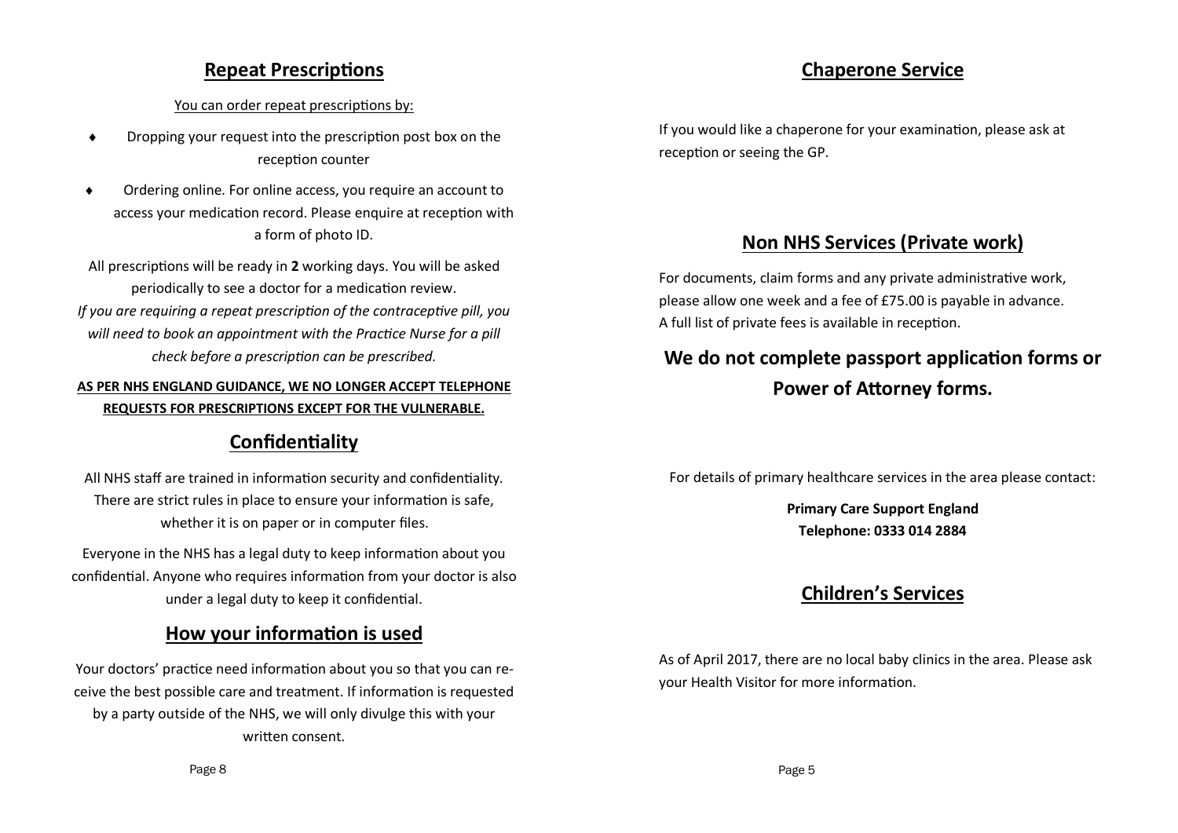## Repeat Prescriptions

You can order repeat prescriptions by:

- Dropping your request into the prescription post box on the reception counter
- Ordering online. For online access, you require an account to access your medication record. Please enquire at reception with a form of photo ID.

All prescriptions will be ready in **2** working days. You will be asked periodically to see a doctor for a medication review.

*If you are requiring a repeat prescription of the contraceptive pill, you will need to book an appointment with the Practice Nurse for a pill check before a prescription can be prescribed.*

**AS PER NHS ENGLAND GUIDANCE, WE NO LONGER ACCEPT TELEPHONE REQUESTS FOR PRESCRIPTIONS EXCEPT FOR THE VULNERABLE.**

## Confidentiality

All NHS staff are trained in information security and confidentiality. There are strict rules in place to ensure your information is safe, whether it is on paper or in computer files.

Everyone in the NHS has a legal duty to keep information about you confidential. Anyone who requires information from your doctor is also under a legal duty to keep it confidential.

## How your information is used

Your doctors' practice need information about you so that you can receive the best possible care and treatment. If information is requested by a party outside of the NHS, we will only divulge this with your written consent.

## Chaperone Service

If you would like a chaperone for your examination, please ask at reception or seeing the GP.

## Non NHS Services (Private work)

For documents, claim forms and any private administrative work, please allow one week and a fee of £75.00 is payable in advance.
A full list of private fees is available in reception.

## We do not complete passport application forms or Power of Attorney forms.

For details of primary healthcare services in the area please contact:

**Primary Care Support England**
**Telephone: 0333 014 2884**

## Children's Services

As of April 2017, there are no local baby clinics in the area. Please ask your Health Visitor for more information.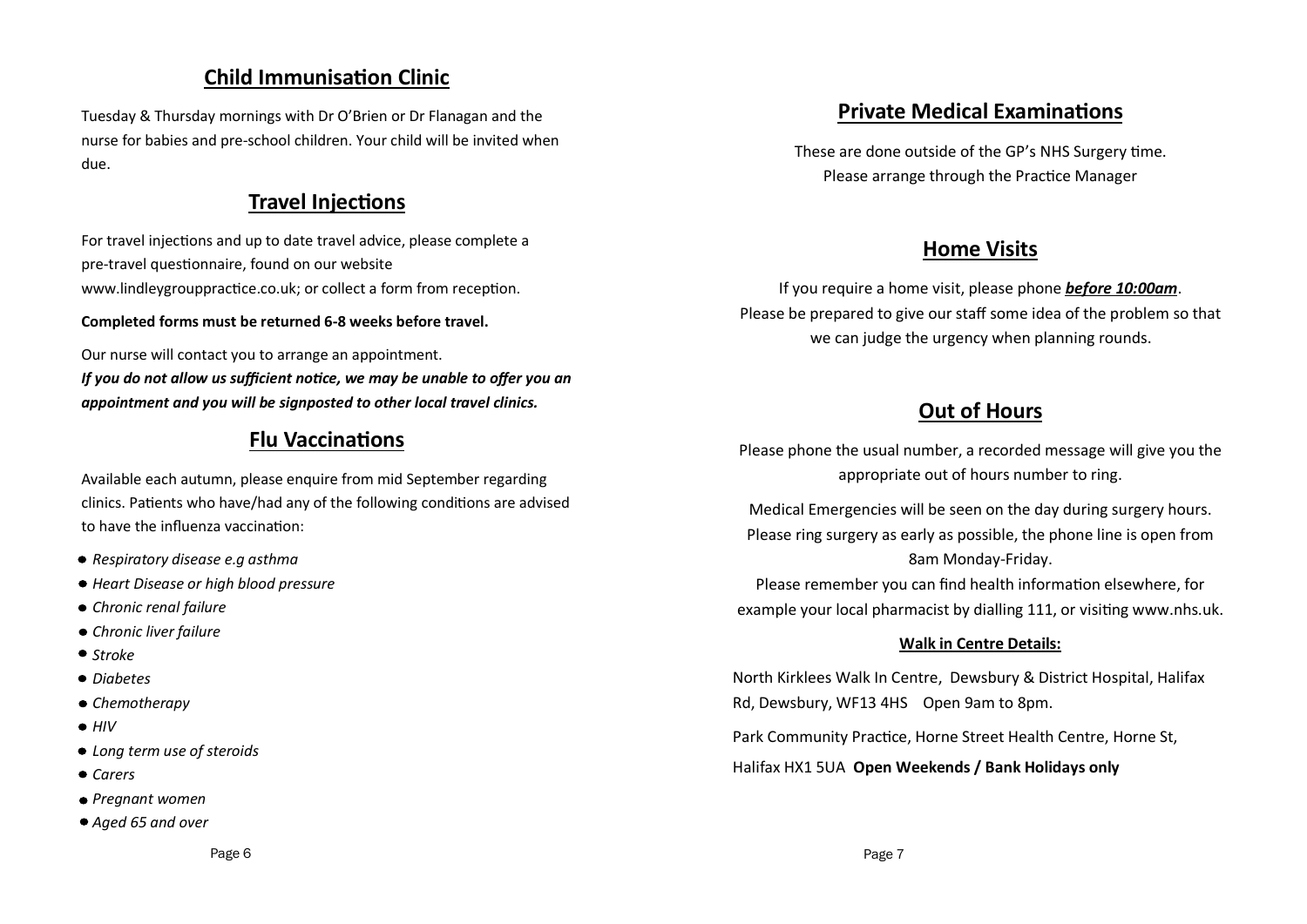## Child Immunisation Clinic

Tuesday & Thursday mornings with Dr O'Brien or Dr Flanagan and the nurse for babies and pre-school children. Your child will be invited when due.

## Travel Injections

For travel injections and up to date travel advice, please complete a pre-travel questionnaire, found on our website www.lindleygrouppractice.co.uk; or collect a form from reception.

**Completed forms must be returned 6-8 weeks before travel.**

Our nurse will contact you to arrange an appointment.
***If you do not allow us sufficient notice, we may be unable to offer you an appointment and you will be signposted to other local travel clinics.***

## Flu Vaccinations

Available each autumn, please enquire from mid September regarding clinics. Patients who have/had any of the following conditions are advised to have the influenza vaccination:

- *Respiratory disease e.g asthma*
- *Heart Disease or high blood pressure*
- *Chronic renal failure*
- *Chronic liver failure*
- *Stroke*
- *Diabetes*
- *Chemotherapy*
- *HIV*
- *Long term use of steroids*
- *Carers*
- *Pregnant women*
- *Aged 65 and over*

## Private Medical Examinations

These are done outside of the GP's NHS Surgery time.
Please arrange through the Practice Manager

## Home Visits

If you require a home visit, please phone ***before 10:00am***.
Please be prepared to give our staff some idea of the problem so that we can judge the urgency when planning rounds.

## Out of Hours

Please phone the usual number, a recorded message will give you the appropriate out of hours number to ring.

Medical Emergencies will be seen on the day during surgery hours. Please ring surgery as early as possible, the phone line is open from 8am Monday-Friday.
Please remember you can find health information elsewhere, for example your local pharmacist by dialling 111, or visiting www.nhs.uk.

**Walk in Centre Details:**

North Kirklees Walk In Centre, Dewsbury & District Hospital, Halifax Rd, Dewsbury, WF13 4HS Open 9am to 8pm.

Park Community Practice, Horne Street Health Centre, Horne St, Halifax HX1 5UA **Open Weekends / Bank Holidays only**